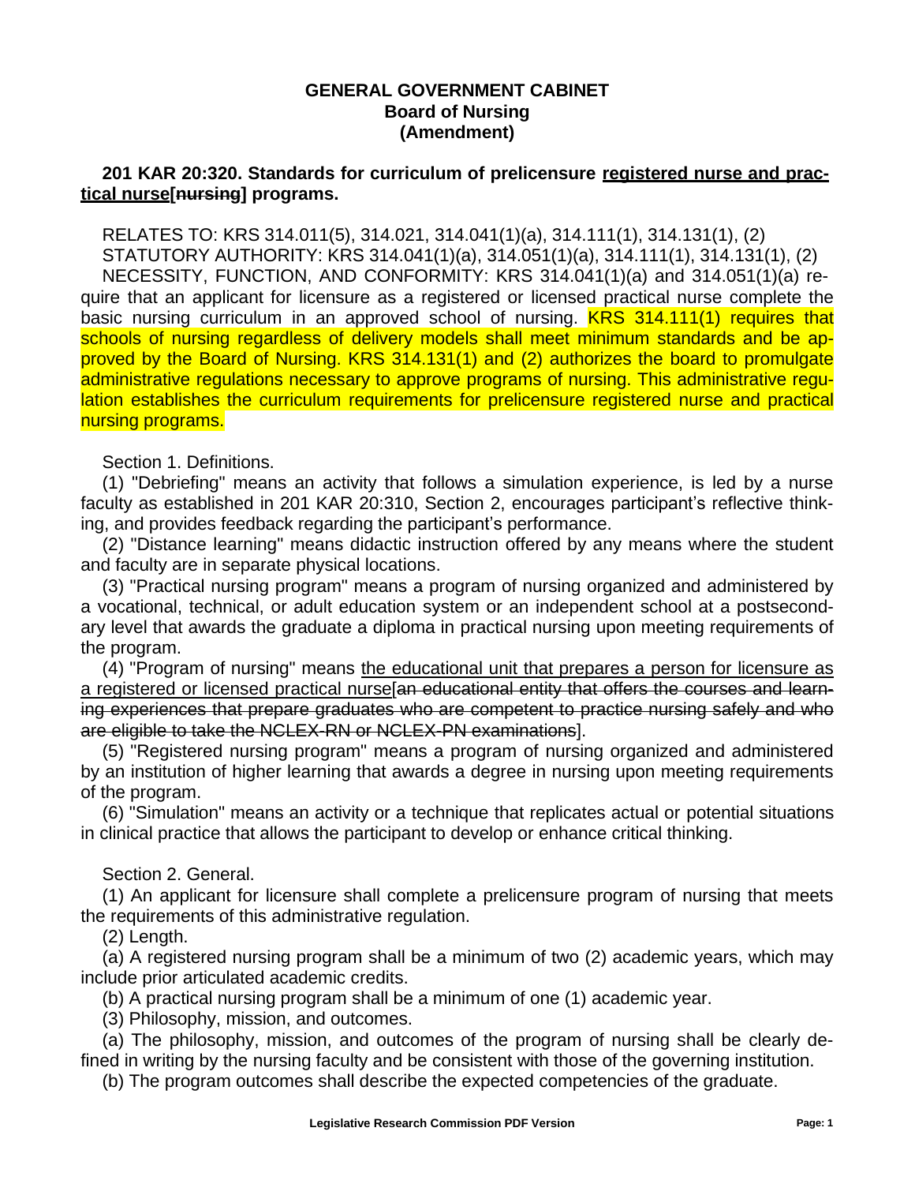**GENERAL GOVERNMENT CABINET**
**Board of Nursing**
**(Amendment)**

**201 KAR 20:320. Standards for curriculum of prelicensure <u>registered nurse and practical nurse</u>[~~nursing~~] programs.**

RELATES TO: KRS 314.011(5), 314.021, 314.041(1)(a), 314.111(1), 314.131(1), (2)

STATUTORY AUTHORITY: KRS 314.041(1)(a), 314.051(1)(a), 314.111(1), 314.131(1), (2)

NECESSITY, FUNCTION, AND CONFORMITY: KRS 314.041(1)(a) and 314.051(1)(a) require that an applicant for licensure as a registered or licensed practical nurse complete the basic nursing curriculum in an approved school of nursing. KRS 314.111(1) requires that schools of nursing regardless of delivery models shall meet minimum standards and be approved by the Board of Nursing. KRS 314.131(1) and (2) authorizes the board to promulgate administrative regulations necessary to approve programs of nursing. This administrative regulation establishes the curriculum requirements for prelicensure registered nurse and practical nursing programs.

Section 1. Definitions.

(1) "Debriefing" means an activity that follows a simulation experience, is led by a nurse faculty as established in 201 KAR 20:310, Section 2, encourages participant's reflective thinking, and provides feedback regarding the participant's performance.

(2) "Distance learning" means didactic instruction offered by any means where the student and faculty are in separate physical locations.

(3) "Practical nursing program" means a program of nursing organized and administered by a vocational, technical, or adult education system or an independent school at a postsecondary level that awards the graduate a diploma in practical nursing upon meeting requirements of the program.

(4) "Program of nursing" means <u>the educational unit that prepares a person for licensure as a registered or licensed practical nurse</u>[~~an educational entity that offers the courses and learning experiences that prepare graduates who are competent to practice nursing safely and who are eligible to take the NCLEX-RN or NCLEX-PN examinations~~].

(5) "Registered nursing program" means a program of nursing organized and administered by an institution of higher learning that awards a degree in nursing upon meeting requirements of the program.

(6) "Simulation" means an activity or a technique that replicates actual or potential situations in clinical practice that allows the participant to develop or enhance critical thinking.

Section 2. General.

(1) An applicant for licensure shall complete a prelicensure program of nursing that meets the requirements of this administrative regulation.

(2) Length.

(a) A registered nursing program shall be a minimum of two (2) academic years, which may include prior articulated academic credits.

(b) A practical nursing program shall be a minimum of one (1) academic year.

(3) Philosophy, mission, and outcomes.

(a) The philosophy, mission, and outcomes of the program of nursing shall be clearly defined in writing by the nursing faculty and be consistent with those of the governing institution.

(b) The program outcomes shall describe the expected competencies of the graduate.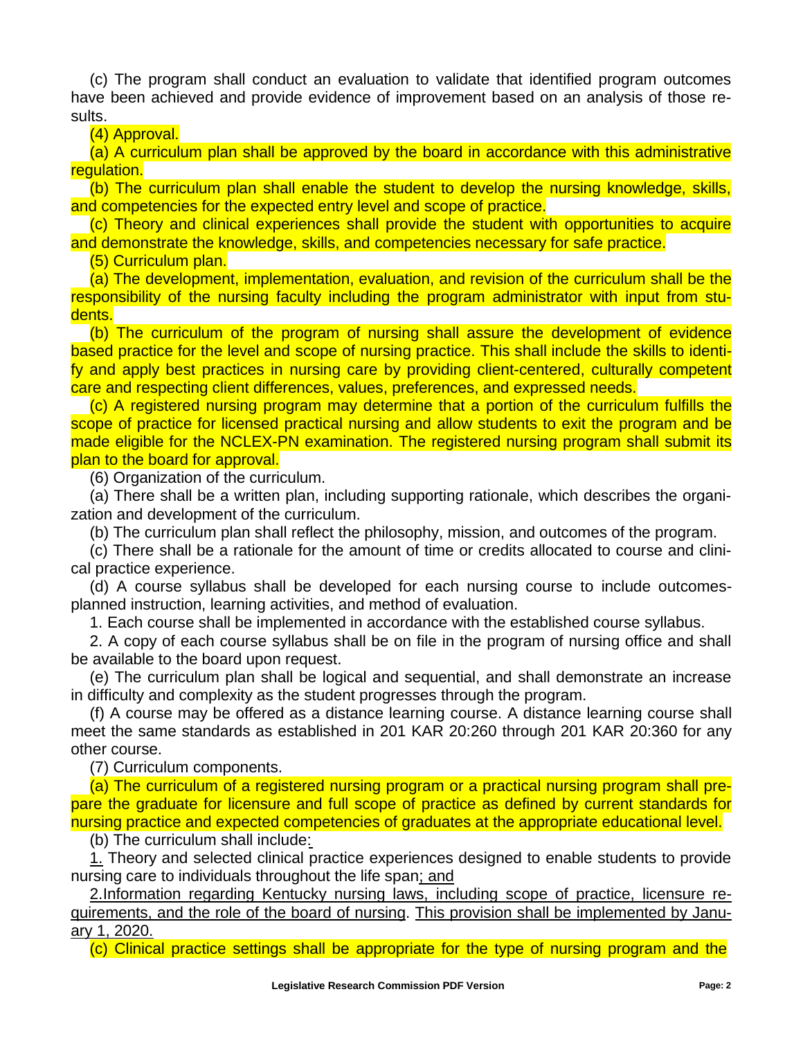(c) The program shall conduct an evaluation to validate that identified program outcomes have been achieved and provide evidence of improvement based on an analysis of those results.

(4) Approval.

(a) A curriculum plan shall be approved by the board in accordance with this administrative regulation.

(b) The curriculum plan shall enable the student to develop the nursing knowledge, skills, and competencies for the expected entry level and scope of practice.

(c) Theory and clinical experiences shall provide the student with opportunities to acquire and demonstrate the knowledge, skills, and competencies necessary for safe practice.

(5) Curriculum plan.

(a) The development, implementation, evaluation, and revision of the curriculum shall be the responsibility of the nursing faculty including the program administrator with input from students.

(b) The curriculum of the program of nursing shall assure the development of evidence based practice for the level and scope of nursing practice. This shall include the skills to identify and apply best practices in nursing care by providing client-centered, culturally competent care and respecting client differences, values, preferences, and expressed needs.

(c) A registered nursing program may determine that a portion of the curriculum fulfills the scope of practice for licensed practical nursing and allow students to exit the program and be made eligible for the NCLEX-PN examination. The registered nursing program shall submit its plan to the board for approval.

(6) Organization of the curriculum.

(a) There shall be a written plan, including supporting rationale, which describes the organization and development of the curriculum.

(b) The curriculum plan shall reflect the philosophy, mission, and outcomes of the program.

(c) There shall be a rationale for the amount of time or credits allocated to course and clinical practice experience.

(d) A course syllabus shall be developed for each nursing course to include outcomes-planned instruction, learning activities, and method of evaluation.

1. Each course shall be implemented in accordance with the established course syllabus.

2. A copy of each course syllabus shall be on file in the program of nursing office and shall be available to the board upon request.

(e) The curriculum plan shall be logical and sequential, and shall demonstrate an increase in difficulty and complexity as the student progresses through the program.

(f) A course may be offered as a distance learning course. A distance learning course shall meet the same standards as established in 201 KAR 20:260 through 201 KAR 20:360 for any other course.

(7) Curriculum components.

(a) The curriculum of a registered nursing program or a practical nursing program shall prepare the graduate for licensure and full scope of practice as defined by current standards for nursing practice and expected competencies of graduates at the appropriate educational level.

(b) The curriculum shall include:

1. Theory and selected clinical practice experiences designed to enable students to provide nursing care to individuals throughout the life span; and

2. Information regarding Kentucky nursing laws, including scope of practice, licensure requirements, and the role of the board of nursing. This provision shall be implemented by January 1, 2020.

(c) Clinical practice settings shall be appropriate for the type of nursing program and the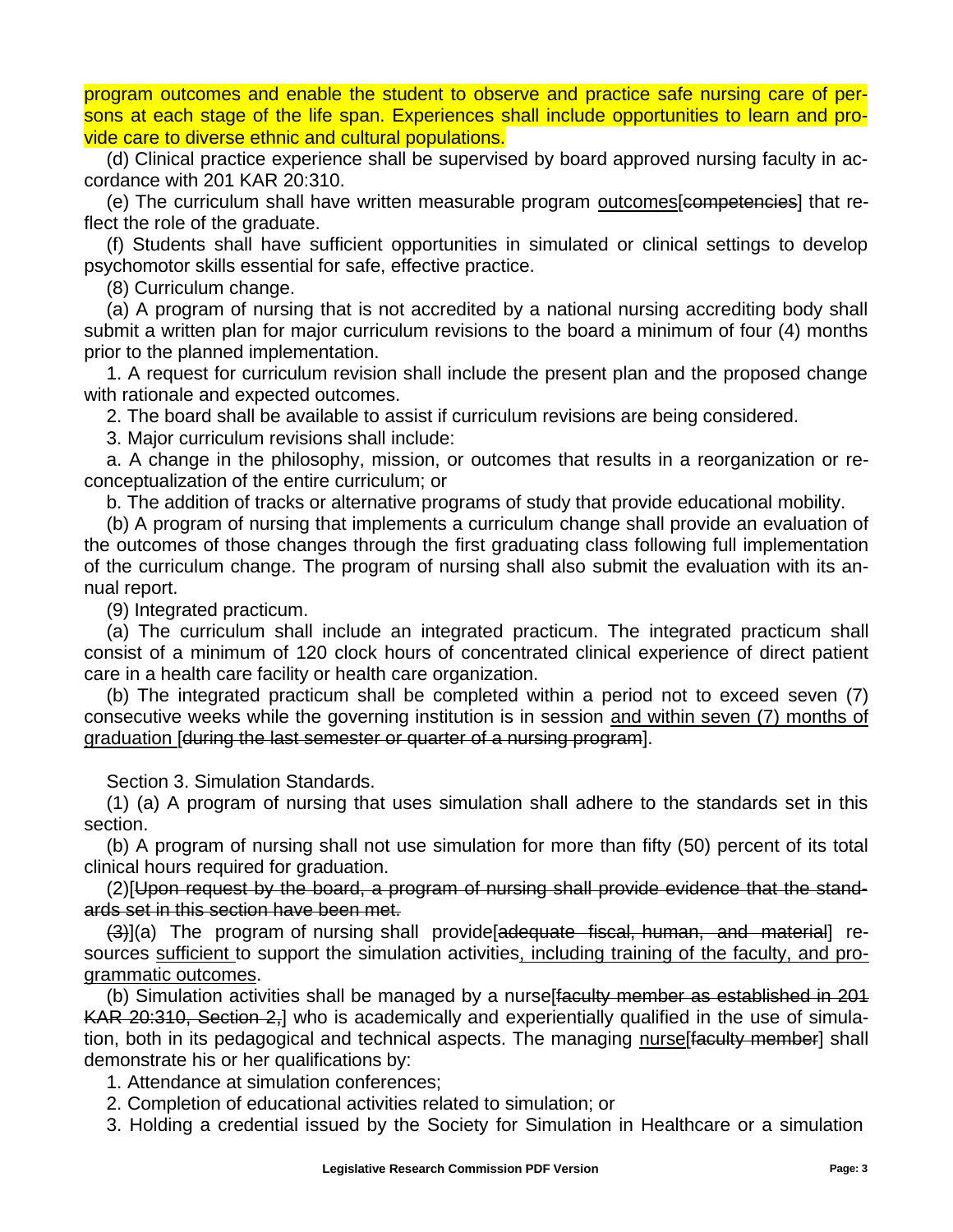program outcomes and enable the student to observe and practice safe nursing care of persons at each stage of the life span. Experiences shall include opportunities to learn and provide care to diverse ethnic and cultural populations.

(d) Clinical practice experience shall be supervised by board approved nursing faculty in accordance with 201 KAR 20:310.

(e) The curriculum shall have written measurable program outcomes[~~competencies~~] that reflect the role of the graduate.

(f) Students shall have sufficient opportunities in simulated or clinical settings to develop psychomotor skills essential for safe, effective practice.

(8) Curriculum change.

(a) A program of nursing that is not accredited by a national nursing accrediting body shall submit a written plan for major curriculum revisions to the board a minimum of four (4) months prior to the planned implementation.

1. A request for curriculum revision shall include the present plan and the proposed change with rationale and expected outcomes.

2. The board shall be available to assist if curriculum revisions are being considered.

3. Major curriculum revisions shall include:

a. A change in the philosophy, mission, or outcomes that results in a reorganization or reconceptualization of the entire curriculum; or

b. The addition of tracks or alternative programs of study that provide educational mobility.

(b) A program of nursing that implements a curriculum change shall provide an evaluation of the outcomes of those changes through the first graduating class following full implementation of the curriculum change. The program of nursing shall also submit the evaluation with its annual report.

(9) Integrated practicum.

(a) The curriculum shall include an integrated practicum. The integrated practicum shall consist of a minimum of 120 clock hours of concentrated clinical experience of direct patient care in a health care facility or health care organization.

(b) The integrated practicum shall be completed within a period not to exceed seven (7) consecutive weeks while the governing institution is in session and within seven (7) months of graduation [~~during the last semester or quarter of a nursing program~~].

Section 3. Simulation Standards.

(1) (a) A program of nursing that uses simulation shall adhere to the standards set in this section.

(b) A program of nursing shall not use simulation for more than fifty (50) percent of its total clinical hours required for graduation.

(2)[~~Upon request by the board, a program of nursing shall provide evidence that the standards set in this section have been met.~~

~~(3)~~](a) The program of nursing shall provide[~~adequate fiscal, human, and material~~] resources sufficient to support the simulation activities, including training of the faculty, and programmatic outcomes.

(b) Simulation activities shall be managed by a nurse[~~faculty member as established in 201 KAR 20:310, Section 2,~~] who is academically and experientially qualified in the use of simulation, both in its pedagogical and technical aspects. The managing nurse[~~faculty member~~] shall demonstrate his or her qualifications by:

1. Attendance at simulation conferences;

2. Completion of educational activities related to simulation; or

3. Holding a credential issued by the Society for Simulation in Healthcare or a simulation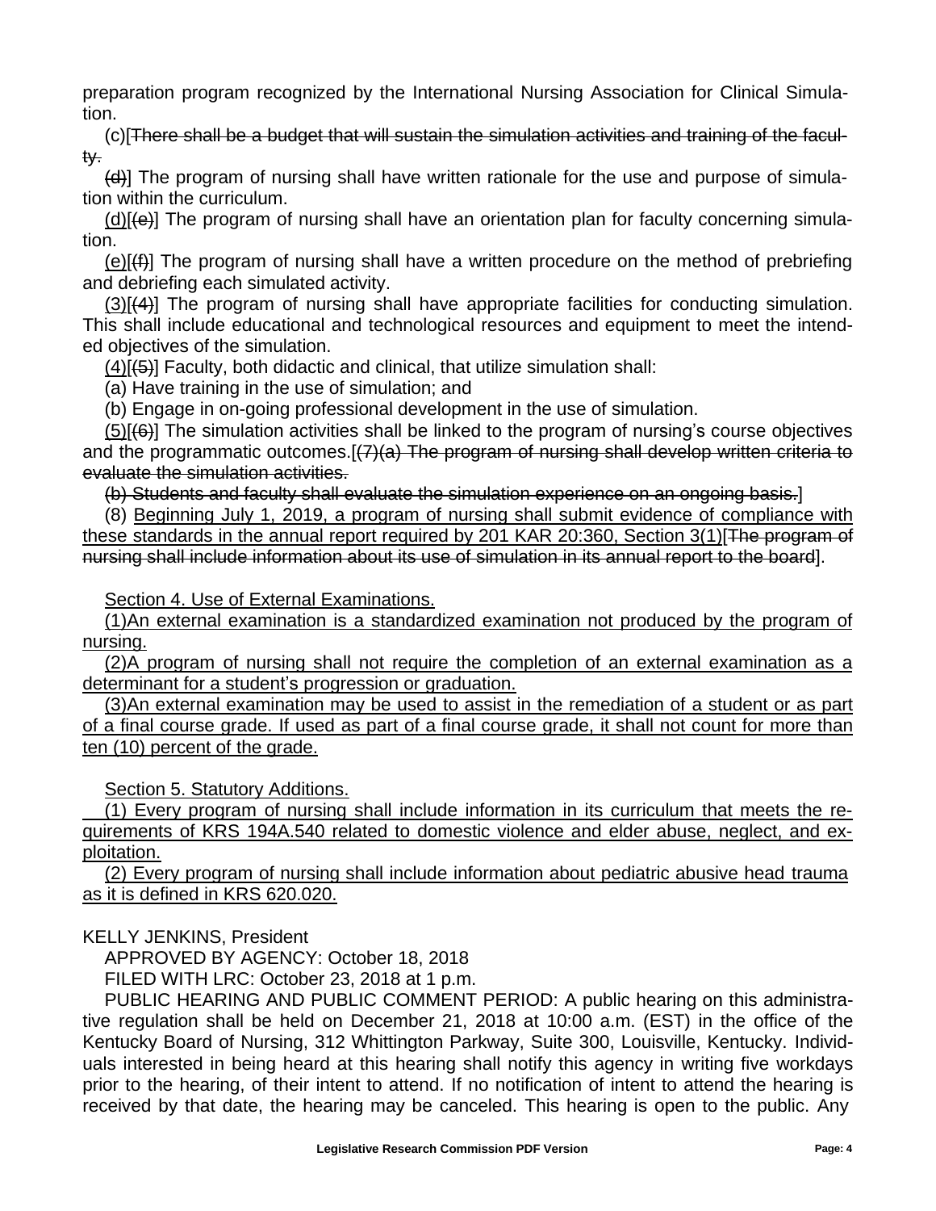preparation program recognized by the International Nursing Association for Clinical Simulation.

(c)[~~There shall be a budget that will sustain the simulation activities and training of the faculty.~~

~~(d)~~] The program of nursing shall have written rationale for the use and purpose of simulation within the curriculum.

<u>(d)</u>[~~(e)~~] The program of nursing shall have an orientation plan for faculty concerning simulation.

<u>(e)</u>[~~(f)~~] The program of nursing shall have a written procedure on the method of prebriefing and debriefing each simulated activity.

<u>(3)</u>[~~(4)~~] The program of nursing shall have appropriate facilities for conducting simulation. This shall include educational and technological resources and equipment to meet the intended objectives of the simulation.

<u>(4)</u>[~~(5)~~] Faculty, both didactic and clinical, that utilize simulation shall:

(a) Have training in the use of simulation; and

(b) Engage in on-going professional development in the use of simulation.

<u>(5)</u>[~~(6)~~] The simulation activities shall be linked to the program of nursing's course objectives and the programmatic outcomes.[~~(7)(a) The program of nursing shall develop written criteria to evaluate the simulation activities.~~

~~(b) Students and faculty shall evaluate the simulation experience on an ongoing basis.~~]

(8) <u>Beginning July 1, 2019, a program of nursing shall submit evidence of compliance with these standards in the annual report required by 201 KAR 20:360, Section 3(1)</u>[~~The program of nursing shall include information about its use of simulation in its annual report to the board~~].

<u>Section 4. Use of External Examinations.</u>

<u>(1)An external examination is a standardized examination not produced by the program of nursing.</u>

<u>(2)A program of nursing shall not require the completion of an external examination as a determinant for a student's progression or graduation.</u>

<u>(3)An external examination may be used to assist in the remediation of a student or as part of a final course grade. If used as part of a final course grade, it shall not count for more than ten (10) percent of the grade.</u>

<u>Section 5. Statutory Additions.</u>

<u>(1) Every program of nursing shall include information in its curriculum that meets the requirements of KRS 194A.540 related to domestic violence and elder abuse, neglect, and exploitation.</u>

<u>(2) Every program of nursing shall include information about pediatric abusive head trauma as it is defined in KRS 620.020.</u>

KELLY JENKINS, President

APPROVED BY AGENCY: October 18, 2018

FILED WITH LRC: October 23, 2018 at 1 p.m.

PUBLIC HEARING AND PUBLIC COMMENT PERIOD: A public hearing on this administrative regulation shall be held on December 21, 2018 at 10:00 a.m. (EST) in the office of the Kentucky Board of Nursing, 312 Whittington Parkway, Suite 300, Louisville, Kentucky. Individuals interested in being heard at this hearing shall notify this agency in writing five workdays prior to the hearing, of their intent to attend. If no notification of intent to attend the hearing is received by that date, the hearing may be canceled. This hearing is open to the public. Any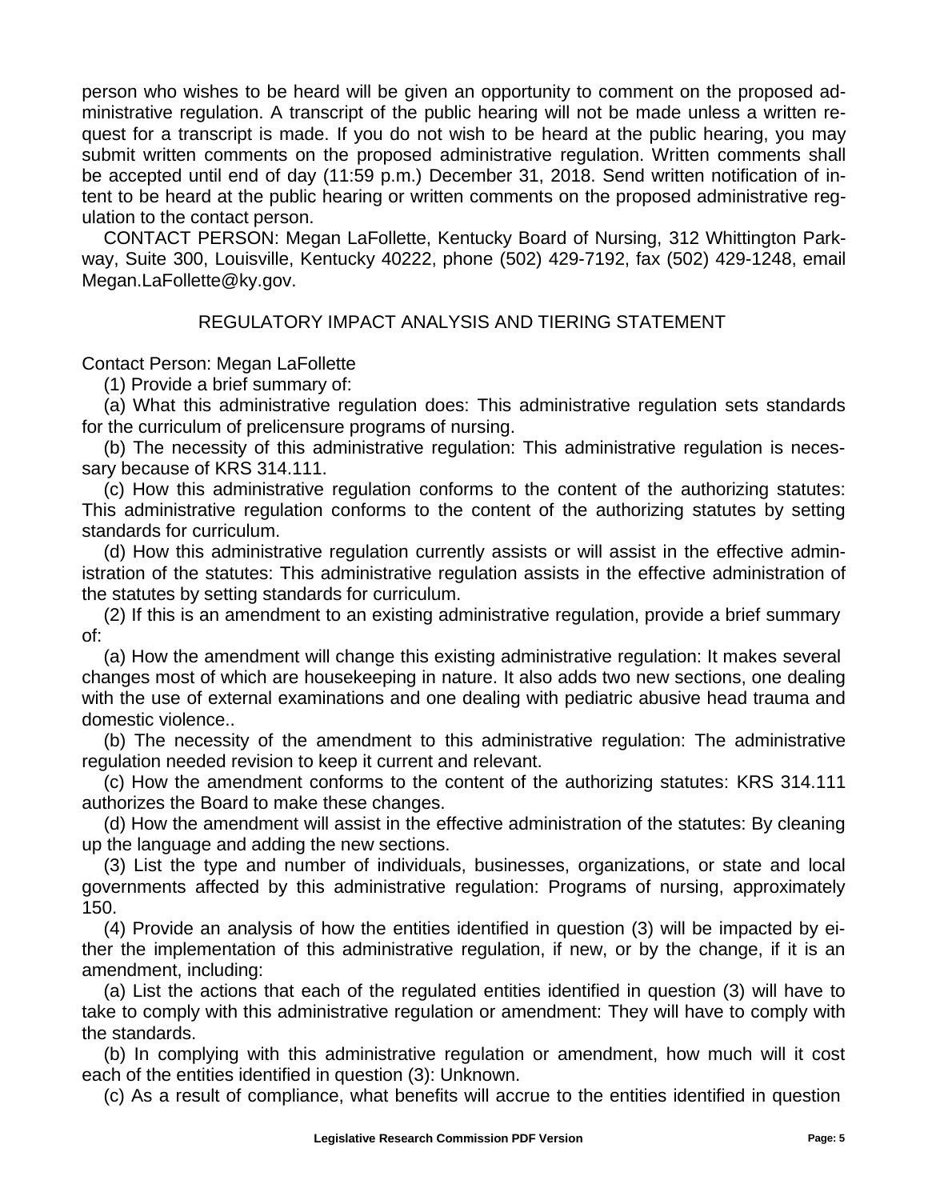person who wishes to be heard will be given an opportunity to comment on the proposed administrative regulation. A transcript of the public hearing will not be made unless a written request for a transcript is made. If you do not wish to be heard at the public hearing, you may submit written comments on the proposed administrative regulation. Written comments shall be accepted until end of day (11:59 p.m.) December 31, 2018. Send written notification of intent to be heard at the public hearing or written comments on the proposed administrative regulation to the contact person.

CONTACT PERSON: Megan LaFollette, Kentucky Board of Nursing, 312 Whittington Parkway, Suite 300, Louisville, Kentucky 40222, phone (502) 429-7192, fax (502) 429-1248, email Megan.LaFollette@ky.gov.

## REGULATORY IMPACT ANALYSIS AND TIERING STATEMENT

Contact Person: Megan LaFollette

(1) Provide a brief summary of:

(a) What this administrative regulation does: This administrative regulation sets standards for the curriculum of prelicensure programs of nursing.

(b) The necessity of this administrative regulation: This administrative regulation is necessary because of KRS 314.111.

(c) How this administrative regulation conforms to the content of the authorizing statutes: This administrative regulation conforms to the content of the authorizing statutes by setting standards for curriculum.

(d) How this administrative regulation currently assists or will assist in the effective administration of the statutes: This administrative regulation assists in the effective administration of the statutes by setting standards for curriculum.

(2) If this is an amendment to an existing administrative regulation, provide a brief summary of:

(a) How the amendment will change this existing administrative regulation: It makes several changes most of which are housekeeping in nature. It also adds two new sections, one dealing with the use of external examinations and one dealing with pediatric abusive head trauma and domestic violence..

(b) The necessity of the amendment to this administrative regulation: The administrative regulation needed revision to keep it current and relevant.

(c) How the amendment conforms to the content of the authorizing statutes: KRS 314.111 authorizes the Board to make these changes.

(d) How the amendment will assist in the effective administration of the statutes: By cleaning up the language and adding the new sections.

(3) List the type and number of individuals, businesses, organizations, or state and local governments affected by this administrative regulation: Programs of nursing, approximately 150.

(4) Provide an analysis of how the entities identified in question (3) will be impacted by either the implementation of this administrative regulation, if new, or by the change, if it is an amendment, including:

(a) List the actions that each of the regulated entities identified in question (3) will have to take to comply with this administrative regulation or amendment: They will have to comply with the standards.

(b) In complying with this administrative regulation or amendment, how much will it cost each of the entities identified in question (3): Unknown.

(c) As a result of compliance, what benefits will accrue to the entities identified in question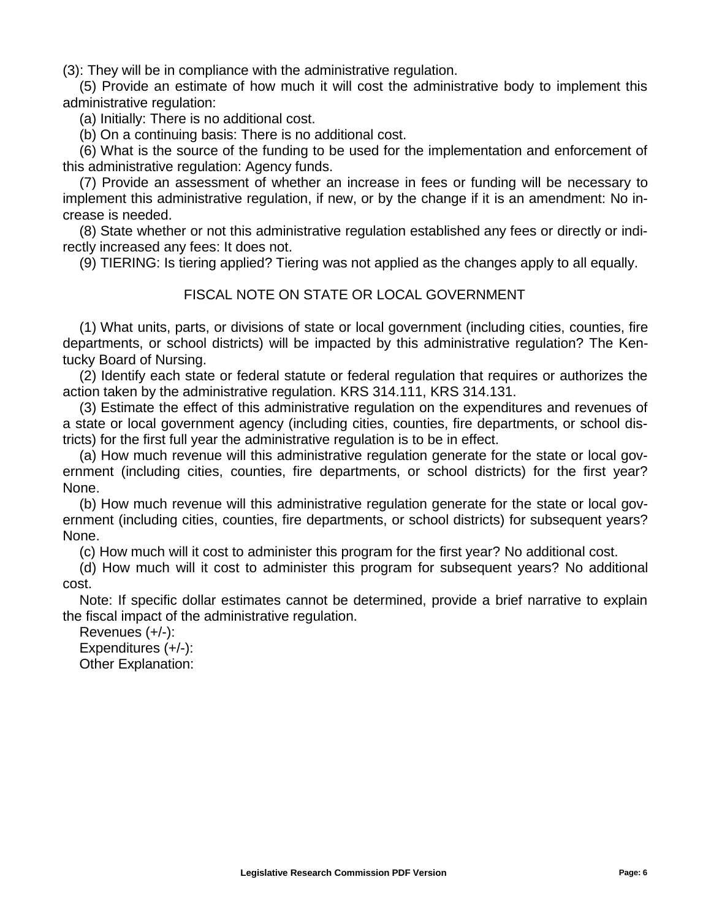(3): They will be in compliance with the administrative regulation.

(5) Provide an estimate of how much it will cost the administrative body to implement this administrative regulation:

(a) Initially: There is no additional cost.

(b) On a continuing basis: There is no additional cost.

(6) What is the source of the funding to be used for the implementation and enforcement of this administrative regulation: Agency funds.

(7) Provide an assessment of whether an increase in fees or funding will be necessary to implement this administrative regulation, if new, or by the change if it is an amendment: No increase is needed.

(8) State whether or not this administrative regulation established any fees or directly or indirectly increased any fees: It does not.

(9) TIERING: Is tiering applied? Tiering was not applied as the changes apply to all equally.

## FISCAL NOTE ON STATE OR LOCAL GOVERNMENT

(1) What units, parts, or divisions of state or local government (including cities, counties, fire departments, or school districts) will be impacted by this administrative regulation? The Kentucky Board of Nursing.

(2) Identify each state or federal statute or federal regulation that requires or authorizes the action taken by the administrative regulation. KRS 314.111, KRS 314.131.

(3) Estimate the effect of this administrative regulation on the expenditures and revenues of a state or local government agency (including cities, counties, fire departments, or school districts) for the first full year the administrative regulation is to be in effect.

(a) How much revenue will this administrative regulation generate for the state or local government (including cities, counties, fire departments, or school districts) for the first year? None.

(b) How much revenue will this administrative regulation generate for the state or local government (including cities, counties, fire departments, or school districts) for subsequent years? None.

(c) How much will it cost to administer this program for the first year? No additional cost.

(d) How much will it cost to administer this program for subsequent years? No additional cost.

Note: If specific dollar estimates cannot be determined, provide a brief narrative to explain the fiscal impact of the administrative regulation.

Revenues (+/-):

Expenditures (+/-):

Other Explanation: